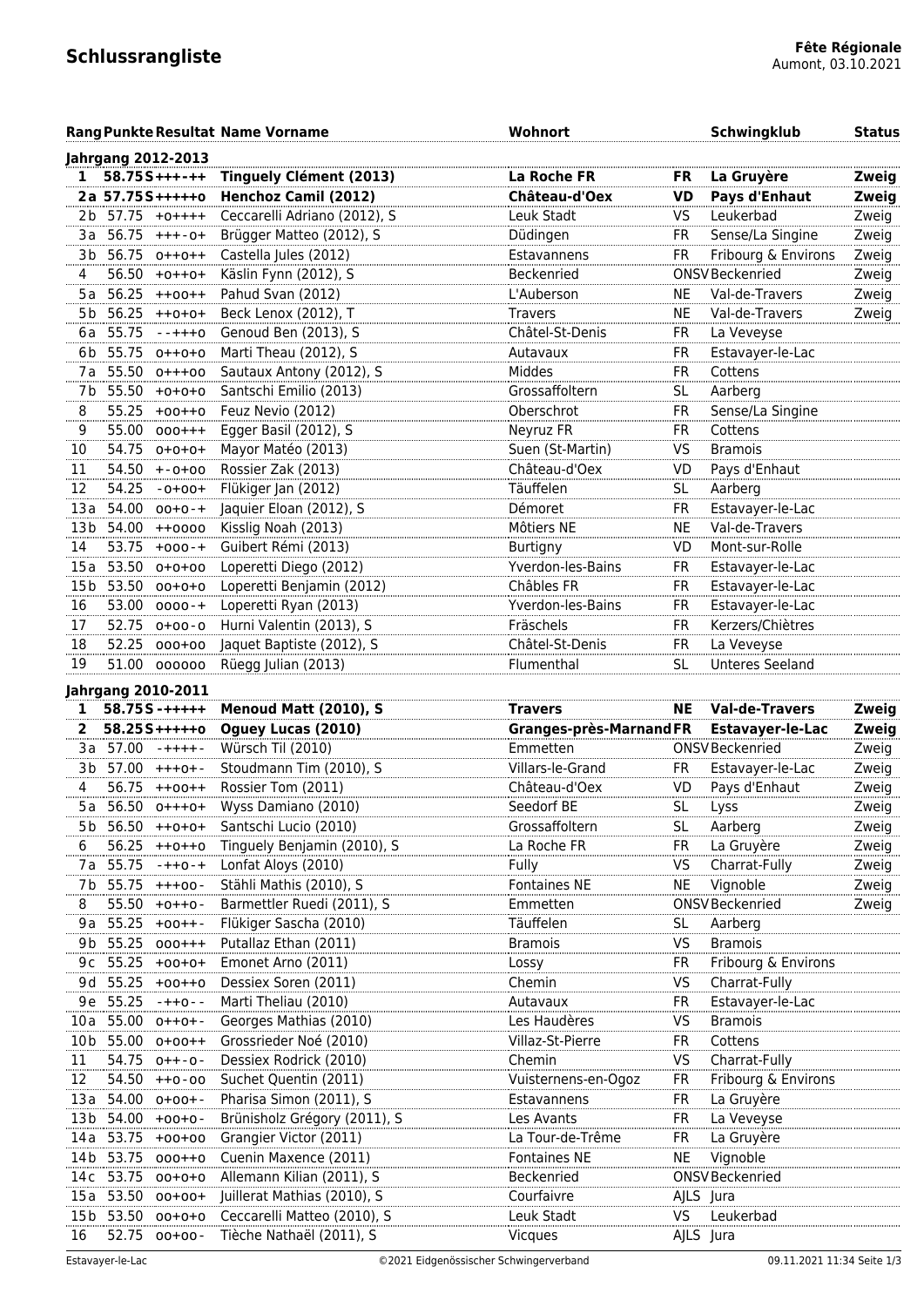# Schlussrangliste

**Fête Régionale**
Aumont, 03.10.2021

| Rang | Punkte | Resultat | Name Vorname | Wohnort | | Schwingklub | Status |
|---|---|---|---|---|---|---|---|
| **Jahrgang 2012-2013** | | | | | | | |
| **1** | **58.75** | **S+++-++** | **Tinguely Clément (2013)** | **La Roche FR** | **FR** | **La Gruyère** | **Zweig** |
| **2a** | **57.75** | **S+++++o** | **Henchoz Camil (2012)** | **Château-d'Oex** | **VD** | **Pays d'Enhaut** | **Zweig** |
| 2b | 57.75 | +o++++ | Ceccarelli Adriano (2012), S | Leuk Stadt | VS | Leukerbad | Zweig |
| 3a | 56.75 | +++-o+ | Brügger Matteo (2012), S | Düdingen | FR | Sense/La Singine | Zweig |
| 3b | 56.75 | o++o++ | Castella Jules (2012) | Estavannens | FR | Fribourg & Environs | Zweig |
| 4 | 56.50 | +o++o+ | Käslin Fynn (2012), S | Beckenried | ONSV | Beckenried | Zweig |
| 5a | 56.25 | ++oo++ | Pahud Svan (2012) | L'Auberson | NE | Val-de-Travers | Zweig |
| 5b | 56.25 | ++o+o+ | Beck Lenox (2012), T | Travers | NE | Val-de-Travers | Zweig |
| 6a | 55.75 | --+++o | Genoud Ben (2013), S | Châtel-St-Denis | FR | La Veveyse | |
| 6b | 55.75 | o++o+o | Marti Theau (2012), S | Autavaux | FR | Estavayer-le-Lac | |
| 7a | 55.50 | o+++oo | Sautaux Antony (2012), S | Middes | FR | Cottens | |
| 7b | 55.50 | +o+o+o | Santschi Emilio (2013) | Grossaffoltern | SL | Aarberg | |
| 8 | 55.25 | +oo++o | Feuz Nevio (2012) | Oberschrot | FR | Sense/La Singine | |
| 9 | 55.00 | ooo+++ | Egger Basil (2012), S | Neyruz FR | FR | Cottens | |
| 10 | 54.75 | o+o+o+ | Mayor Matéo (2013) | Suen (St-Martin) | VS | Bramois | |
| 11 | 54.50 | +-o+oo | Rossier Zak (2013) | Château-d'Oex | VD | Pays d'Enhaut | |
| 12 | 54.25 | -o+oo+ | Flükiger Jan (2012) | Täuffelen | SL | Aarberg | |
| 13a | 54.00 | oo+o-+ | Jaquier Eloan (2012), S | Démoret | FR | Estavayer-le-Lac | |
| 13b | 54.00 | ++oooo | Kisslig Noah (2013) | Môtiers NE | NE | Val-de-Travers | |
| 14 | 53.75 | +ooo-+ | Guibert Rémi (2013) | Burtigny | VD | Mont-sur-Rolle | |
| 15a | 53.50 | o+o+oo | Loperetti Diego (2012) | Yverdon-les-Bains | FR | Estavayer-le-Lac | |
| 15b | 53.50 | oo+o+o | Loperetti Benjamin (2012) | Châbles FR | FR | Estavayer-le-Lac | |
| 16 | 53.00 | oooo-+ | Loperetti Ryan (2013) | Yverdon-les-Bains | FR | Estavayer-le-Lac | |
| 17 | 52.75 | o+oo-o | Hurni Valentin (2013), S | Fräschels | FR | Kerzers/Chiètres | |
| 18 | 52.25 | ooo+oo | Jaquet Baptiste (2012), S | Châtel-St-Denis | FR | La Veveyse | |
| 19 | 51.00 | oooooo | Rüegg Julian (2013) | Flumenthal | SL | Unteres Seeland | |
| **Jahrgang 2010-2011** | | | | | | | |
| **1** | **58.75** | **S-+++++** | **Menoud Matt (2010), S** | **Travers** | **NE** | **Val-de-Travers** | **Zweig** |
| **2** | **58.25** | **S+++++o** | **Oguey Lucas (2010)** | **Granges-près-Marnand** | **FR** | **Estavayer-le-Lac** | **Zweig** |
| 3a | 57.00 | -++++- | Würsch Til (2010) | Emmetten | ONSV | Beckenried | Zweig |
| 3b | 57.00 | +++o+- | Stoudmann Tim (2010), S | Villars-le-Grand | FR | Estavayer-le-Lac | Zweig |
| 4 | 56.75 | ++oo++ | Rossier Tom (2011) | Château-d'Oex | VD | Pays d'Enhaut | Zweig |
| 5a | 56.50 | o+++o+ | Wyss Damiano (2010) | Seedorf BE | SL | Lyss | Zweig |
| 5b | 56.50 | ++o+o+ | Santschi Lucio (2010) | Grossaffoltern | SL | Aarberg | Zweig |
| 6 | 56.25 | ++o++o | Tinguely Benjamin (2010), S | La Roche FR | FR | La Gruyère | Zweig |
| 7a | 55.75 | -++o-+ | Lonfat Aloys (2010) | Fully | VS | Charrat-Fully | Zweig |
| 7b | 55.75 | +++oo- | Stähli Mathis (2010), S | Fontaines NE | NE | Vignoble | Zweig |
| 8 | 55.50 | +o++o- | Barmettler Ruedi (2011), S | Emmetten | ONSV | Beckenried | Zweig |
| 9a | 55.25 | +oo++- | Flükiger Sascha (2010) | Täuffelen | SL | Aarberg | |
| 9b | 55.25 | ooo+++ | Putallaz Ethan (2011) | Bramois | VS | Bramois | |
| 9c | 55.25 | +oo+o+ | Emonet Arno (2011) | Lossy | FR | Fribourg & Environs | |
| 9d | 55.25 | +oo++o | Dessiex Soren (2011) | Chemin | VS | Charrat-Fully | |
| 9e | 55.25 | -++o-- | Marti Theliau (2010) | Autavaux | FR | Estavayer-le-Lac | |
| 10a | 55.00 | o++o+- | Georges Mathias (2010) | Les Haudères | VS | Bramois | |
| 10b | 55.00 | o+oo++ | Grossrieder Noé (2010) | Villaz-St-Pierre | FR | Cottens | |
| 11 | 54.75 | o++-o- | Dessiex Rodrick (2010) | Chemin | VS | Charrat-Fully | |
| 12 | 54.50 | ++o-oo | Suchet Quentin (2011) | Vuisternens-en-Ogoz | FR | Fribourg & Environs | |
| 13a | 54.00 | o+oo+- | Pharisa Simon (2011), S | Estavannens | FR | La Gruyère | |
| 13b | 54.00 | +oo+o- | Brünisholz Grégory (2011), S | Les Avants | FR | La Veveyse | |
| 14a | 53.75 | +oo+oo | Grangier Victor (2011) | La Tour-de-Trême | FR | La Gruyère | |
| 14b | 53.75 | ooo++o | Cuenin Maxence (2011) | Fontaines NE | NE | Vignoble | |
| 14c | 53.75 | oo+o+o | Allemann Kilian (2011), S | Beckenried | ONSV | Beckenried | |
| 15a | 53.50 | oo+oo+ | Juillerat Mathias (2010), S | Courfaivre | AJLS | Jura | |
| 15b | 53.50 | oo+o+o | Ceccarelli Matteo (2010), S | Leuk Stadt | VS | Leukerbad | |
| 16 | 52.75 | oo+oo- | Tièche Nathaël (2011), S | Vicques | AJLS | Jura | |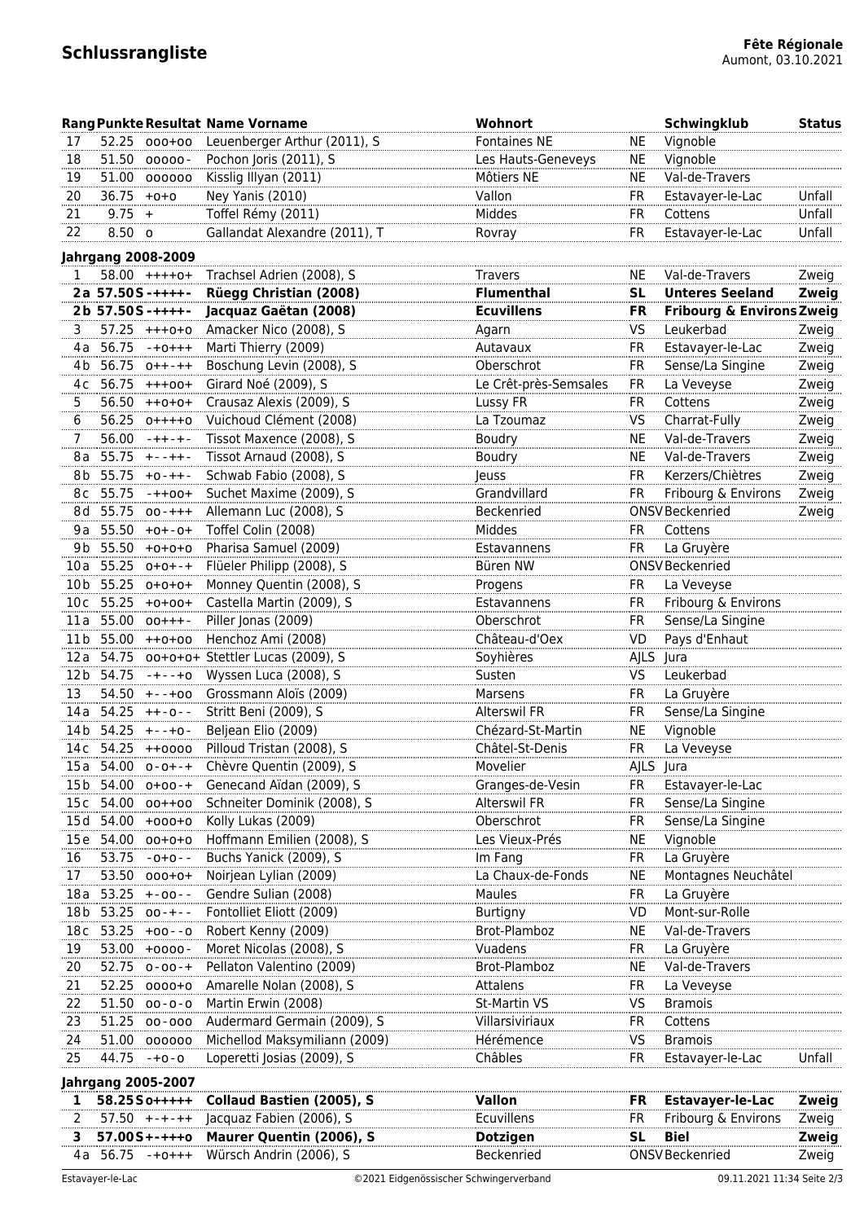# Schlussrangliste

**Fête Régionale**
Aumont, 03.10.2021

| Rang | Punkte | Resultat | Name Vorname | Wohnort | | Schwingklub | Status |
|---|---|---|---|---|---|---|---|
| 17 | 52.25 | ooo+oo | Leuenberger Arthur (2011), S | Fontaines NE | NE | Vignoble | |
| 18 | 51.50 | ooooo- | Pochon Joris (2011), S | Les Hauts-Geneveys | NE | Vignoble | |
| 19 | 51.00 | oooooo | Kisslig Illyan (2011) | Môtiers NE | NE | Val-de-Travers | |
| 20 | 36.75 | +o+o | Ney Yanis (2010) | Vallon | FR | Estavayer-le-Lac | Unfall |
| 21 | 9.75 | + | Toffel Rémy (2011) | Middes | FR | Cottens | Unfall |
| 22 | 8.50 | o | Gallandat Alexandre (2011), T | Rovray | FR | Estavayer-le-Lac | Unfall |
| **Jahrgang 2008-2009** | | | | | | | |
| 1 | 58.00 | ++++o+ | Trachsel Adrien (2008), S | Travers | NE | Val-de-Travers | Zweig |
| **2a** | **57.50** | **S-++++-** | **Rüegg Christian (2008)** | **Flumenthal** | **SL** | **Unteres Seeland** | **Zweig** |
| **2b** | **57.50** | **S-++++-** | **Jacquaz Gaëtan (2008)** | **Ecuvillens** | **FR** | **Fribourg & Environs** | **Zweig** |
| 3 | 57.25 | +++o+o | Amacker Nico (2008), S | Agarn | VS | Leukerbad | Zweig |
| 4a | 56.75 | -+o+++ | Marti Thierry (2009) | Autavaux | FR | Estavayer-le-Lac | Zweig |
| 4b | 56.75 | o++-++ | Boschung Levin (2008), S | Oberschrot | FR | Sense/La Singine | Zweig |
| 4c | 56.75 | +++oo+ | Girard Noé (2009), S | Le Crêt-près-Semsales | FR | La Veveyse | Zweig |
| 5 | 56.50 | ++o+o+ | Crausaz Alexis (2009), S | Lussy FR | FR | Cottens | Zweig |
| 6 | 56.25 | o++++o | Vuichoud Clément (2008) | La Tzoumaz | VS | Charrat-Fully | Zweig |
| 7 | 56.00 | -++-+- | Tissot Maxence (2008), S | Boudry | NE | Val-de-Travers | Zweig |
| 8a | 55.75 | +--++- | Tissot Arnaud (2008), S | Boudry | NE | Val-de-Travers | Zweig |
| 8b | 55.75 | +o-++- | Schwab Fabio (2008), S | Jeuss | FR | Kerzers/Chiètres | Zweig |
| 8c | 55.75 | -++oo+ | Suchet Maxime (2009), S | Grandvillard | FR | Fribourg & Environs | Zweig |
| 8d | 55.75 | oo-+++ | Allemann Luc (2008), S | Beckenried | ONSV | Beckenried | Zweig |
| 9a | 55.50 | +o+-o+ | Toffel Colin (2008) | Middes | FR | Cottens | |
| 9b | 55.50 | +o+o+o | Pharisa Samuel (2009) | Estavannens | FR | La Gruyère | |
| 10a | 55.25 | o+o+-+ | Flüeler Philipp (2008), S | Büren NW | ONSV | Beckenried | |
| 10b | 55.25 | o+o+o+ | Monney Quentin (2008), S | Progens | FR | La Veveyse | |
| 10c | 55.25 | +o+oo+ | Castella Martin (2009), S | Estavannens | FR | Fribourg & Environs | |
| 11a | 55.00 | oo+++- | Piller Jonas (2009) | Oberschrot | FR | Sense/La Singine | |
| 11b | 55.00 | ++o+oo | Henchoz Ami (2008) | Château-d'Oex | VD | Pays d'Enhaut | |
| 12a | 54.75 | oo+o+o+ | Stettler Lucas (2009), S | Soyhières | AJLS | Jura | |
| 12b | 54.75 | -+--+o | Wyssen Luca (2008), S | Susten | VS | Leukerbad | |
| 13 | 54.50 | +--+oo | Grossmann Aloïs (2009) | Marsens | FR | La Gruyère | |
| 14a | 54.25 | ++-o-- | Stritt Beni (2009), S | Alterswil FR | FR | Sense/La Singine | |
| 14b | 54.25 | +--+o- | Beljean Elio (2009) | Chézard-St-Martin | NE | Vignoble | |
| 14c | 54.25 | ++oooo | Pilloud Tristan (2008), S | Châtel-St-Denis | FR | La Veveyse | |
| 15a | 54.00 | o-o+-+ | Chèvre Quentin (2009), S | Movelier | AJLS | Jura | |
| 15b | 54.00 | o+oo-+ | Genecand Aïdan (2009), S | Granges-de-Vesin | FR | Estavayer-le-Lac | |
| 15c | 54.00 | oo++oo | Schneiter Dominik (2008), S | Alterswil FR | FR | Sense/La Singine | |
| 15d | 54.00 | +ooo+o | Kolly Lukas (2009) | Oberschrot | FR | Sense/La Singine | |
| 15e | 54.00 | oo+o+o | Hoffmann Emilien (2008), S | Les Vieux-Prés | NE | Vignoble | |
| 16 | 53.75 | -o+o-- | Buchs Yanick (2009), S | Im Fang | FR | La Gruyère | |
| 17 | 53.50 | ooo+o+ | Noirjean Lylian (2009) | La Chaux-de-Fonds | NE | Montagnes Neuchâtel | |
| 18a | 53.25 | +-oo-- | Gendre Sulian (2008) | Maules | FR | La Gruyère | |
| 18b | 53.25 | oo-+-- | Fontolliet Eliott (2009) | Burtigny | VD | Mont-sur-Rolle | |
| 18c | 53.25 | +oo--o | Robert Kenny (2009) | Brot-Plamboz | NE | Val-de-Travers | |
| 19 | 53.00 | +oooo- | Moret Nicolas (2008), S | Vuadens | FR | La Gruyère | |
| 20 | 52.75 | o-oo-+ | Pellaton Valentino (2009) | Brot-Plamboz | NE | Val-de-Travers | |
| 21 | 52.25 | oooo+o | Amarelle Nolan (2008), S | Attalens | FR | La Veveyse | |
| 22 | 51.50 | oo-o-o | Martin Erwin (2008) | St-Martin VS | VS | Bramois | |
| 23 | 51.25 | oo-ooo | Audermard Germain (2009), S | Villarsiviriaux | FR | Cottens | |
| 24 | 51.00 | oooooo | Michellod Maksymiliann (2009) | Hérémence | VS | Bramois | |
| 25 | 44.75 | -+o-o | Loperetti Josias (2009), S | Châbles | FR | Estavayer-le-Lac | Unfall |
| **Jahrgang 2005-2007** | | | | | | | |
| **1** | **58.25** | **So+++++** | **Collaud Bastien (2005), S** | **Vallon** | **FR** | **Estavayer-le-Lac** | **Zweig** |
| 2 | 57.50 | +-+-++ | Jacquaz Fabien (2006), S | Ecuvillens | FR | Fribourg & Environs | Zweig |
| **3** | **57.00** | **S+-+++o** | **Maurer Quentin (2006), S** | **Dotzigen** | **SL** | **Biel** | **Zweig** |
| 4a | 56.75 | -+o+++ | Würsch Andrin (2006), S | Beckenried | ONSV | Beckenried | Zweig |

Estavayer-le-Lac — ©2021 Eidgenössischer Schwingerverband — 09.11.2021 11:34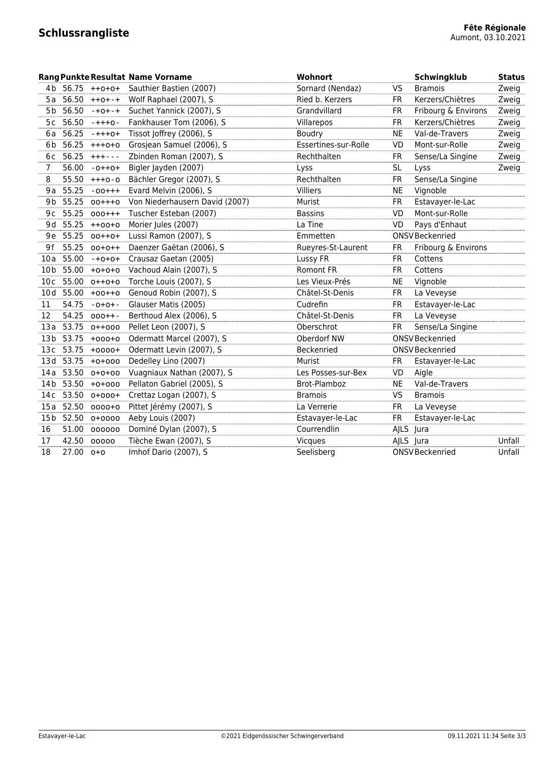# Schlussrangliste

**Fête Régionale**
Aumont, 03.10.2021

| Rang | Punkte | Resultat | Name Vorname | Wohnort | | Schwingklub | Status |
|---|---|---|---|---|---|---|---|
| 4b | 56.75 | ++o+o+ | Sauthier Bastien (2007) | Sornard (Nendaz) | VS | Bramois | Zweig |
| 5a | 56.50 | ++o+-+ | Wolf Raphael (2007), S | Ried b. Kerzers | FR | Kerzers/Chiètres | Zweig |
| 5b | 56.50 | -+o+-+ | Suchet Yannick (2007), S | Grandvillard | FR | Fribourg & Environs | Zweig |
| 5c | 56.50 | -+++o- | Fankhauser Tom (2006), S | Villarepos | FR | Kerzers/Chiètres | Zweig |
| 6a | 56.25 | -+++o+ | Tissot Joffrey (2006), S | Boudry | NE | Val-de-Travers | Zweig |
| 6b | 56.25 | +++o+o | Grosjean Samuel (2006), S | Essertines-sur-Rolle | VD | Mont-sur-Rolle | Zweig |
| 6c | 56.25 | +++--- | Zbinden Roman (2007), S | Rechthalten | FR | Sense/La Singine | Zweig |
| 7 | 56.00 | -o++o+ | Bigler Jayden (2007) | Lyss | SL | Lyss | Zweig |
| 8 | 55.50 | +++o-o | Bächler Gregor (2007), S | Rechthalten | FR | Sense/La Singine | |
| 9a | 55.25 | -oo+++ | Evard Melvin (2006), S | Villiers | NE | Vignoble | |
| 9b | 55.25 | oo+++o | Von Niederhausern David (2007) | Murist | FR | Estavayer-le-Lac | |
| 9c | 55.25 | ooo+++ | Tuscher Esteban (2007) | Bassins | VD | Mont-sur-Rolle | |
| 9d | 55.25 | ++oo+o | Morier Jules (2007) | La Tine | VD | Pays d'Enhaut | |
| 9e | 55.25 | oo++o+ | Lussi Ramon (2007), S | Emmetten | ONSV | Beckenried | |
| 9f | 55.25 | oo+o++ | Daenzer Gaëtan (2006), S | Rueyres-St-Laurent | FR | Fribourg & Environs | |
| 10a | 55.00 | -+o+o+ | Crausaz Gaetan (2005) | Lussy FR | FR | Cottens | |
| 10b | 55.00 | +o+o+o | Vachoud Alain (2007), S | Romont FR | FR | Cottens | |
| 10c | 55.00 | o++o+o | Torche Louis (2007), S | Les Vieux-Prés | NE | Vignoble | |
| 10d | 55.00 | +oo++o | Genoud Robin (2007), S | Châtel-St-Denis | FR | La Veveyse | |
| 11 | 54.75 | -o+o+- | Glauser Matis (2005) | Cudrefin | FR | Estavayer-le-Lac | |
| 12 | 54.25 | ooo++- | Berthoud Alex (2006), S | Châtel-St-Denis | FR | La Veveyse | |
| 13a | 53.75 | o++ooo | Pellet Leon (2007), S | Oberschrot | FR | Sense/La Singine | |
| 13b | 53.75 | +ooo+o | Odermatt Marcel (2007), S | Oberdorf NW | ONSV | Beckenried | |
| 13c | 53.75 | +oooo+ | Odermatt Levin (2007), S | Beckenried | ONSV | Beckenried | |
| 13d | 53.75 | +o+ooo | Dedelley Lino (2007) | Murist | FR | Estavayer-le-Lac | |
| 14a | 53.50 | o+o+oo | Vuagniaux Nathan (2007), S | Les Posses-sur-Bex | VD | Aigle | |
| 14b | 53.50 | +o+ooo | Pellaton Gabriel (2005), S | Brot-Plamboz | NE | Val-de-Travers | |
| 14c | 53.50 | o+ooo+ | Crettaz Logan (2007), S | Bramois | VS | Bramois | |
| 15a | 52.50 | oooo+o | Pittet Jérémy (2007), S | La Verrerie | FR | La Veveyse | |
| 15b | 52.50 | o+oooo | Aeby Louis (2007) | Estavayer-le-Lac | FR | Estavayer-le-Lac | |
| 16 | 51.00 | oooooo | Dominé Dylan (2007), S | Courrendlin | AJLS | Jura | |
| 17 | 42.50 | ooooo | Tièche Ewan (2007), S | Vicques | AJLS | Jura | Unfall |
| 18 | 27.00 | o+o | Imhof Dario (2007), S | Seelisberg | ONSV | Beckenried | Unfall |

Estavayer-le-Lac ©2021 Eidgenössischer Schwingerverband 09.11.2021 11:34